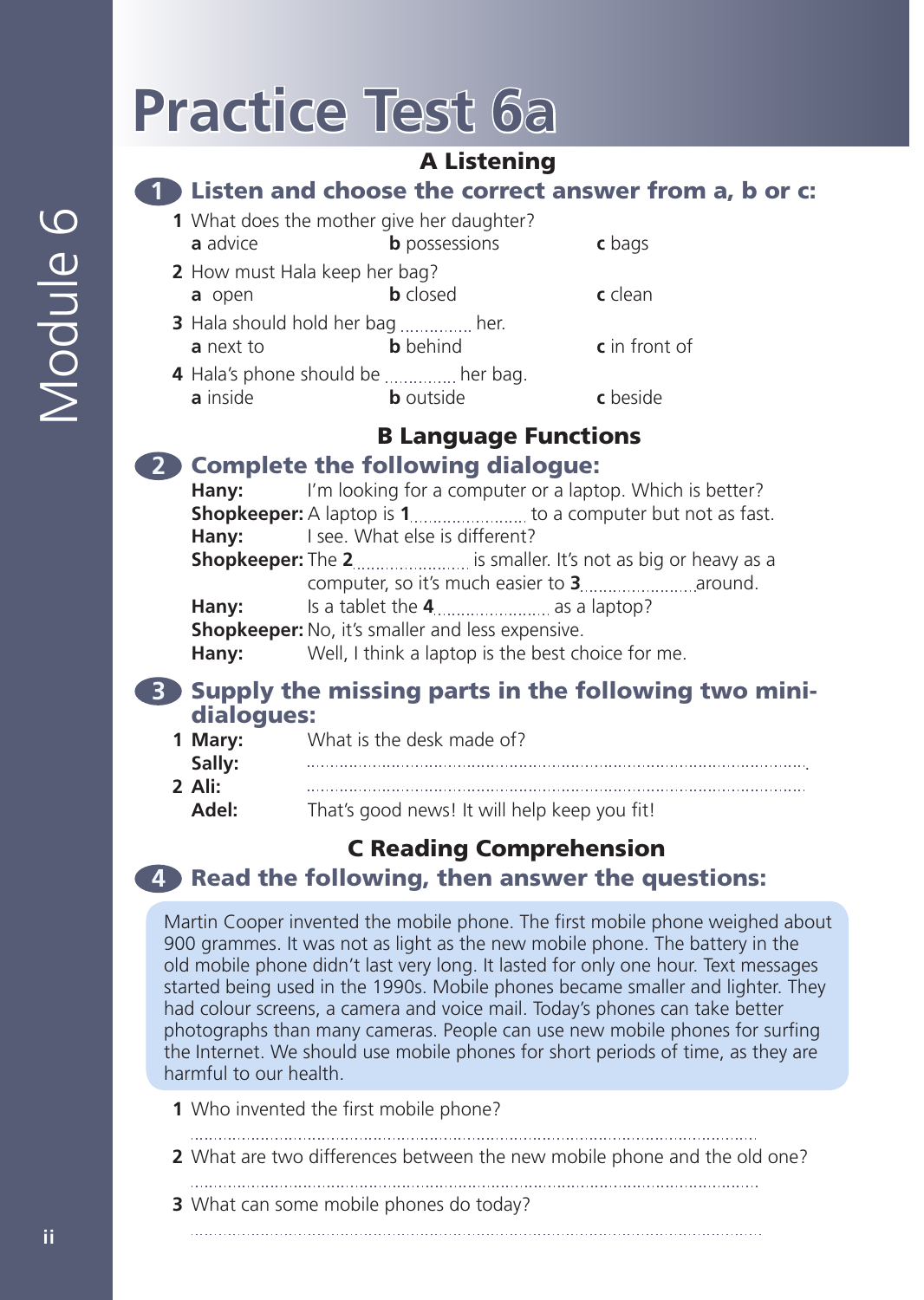# Practice Test 6a

## A Listening

### 1 Listen and choose the correct answer from a, b or c:

**1** What does the mother give her daughter?
**a** advice **b** possessions **c** bags

**2** How must Hala keep her bag?
**a** open **b** closed **c** clean

**3** Hala should hold her bag .............. her.
**a** next to **b** behind **c** in front of

**4** Hala's phone should be .............. her bag.
**a** inside **b** outside **c** beside

## B Language Functions

### 2 Complete the following dialogue:

**Hany:** I'm looking for a computer or a laptop. Which is better?
**Shopkeeper:** A laptop is **1**........................ to a computer but not as fast.
**Hany:** I see. What else is different?
**Shopkeeper:** The **2**........................ is smaller. It's not as big or heavy as a computer, so it's much easier to **3**........................around.
**Hany:** Is a tablet the **4**........................ as a laptop?
**Shopkeeper:** No, it's smaller and less expensive.
**Hany:** Well, I think a laptop is the best choice for me.

### 3 Supply the missing parts in the following two mini-dialogues:

**1 Mary:** What is the desk made of?
**Sally:** ..........................................................................................................
**2 Ali:** ..........................................................................................................
**Adel:** That's good news! It will help keep you fit!

## C Reading Comprehension

### 4 Read the following, then answer the questions:

Martin Cooper invented the mobile phone. The first mobile phone weighed about 900 grammes. It was not as light as the new mobile phone. The battery in the old mobile phone didn't last very long. It lasted for only one hour. Text messages started being used in the 1990s. Mobile phones became smaller and lighter. They had colour screens, a camera and voice mail. Today's phones can take better photographs than many cameras. People can use new mobile phones for surfing the Internet. We should use mobile phones for short periods of time, as they are harmful to our health.

**1** Who invented the first mobile phone?
..........................................................................................................

**2** What are two differences between the new mobile phone and the old one?
..........................................................................................................

**3** What can some mobile phones do today?
..........................................................................................................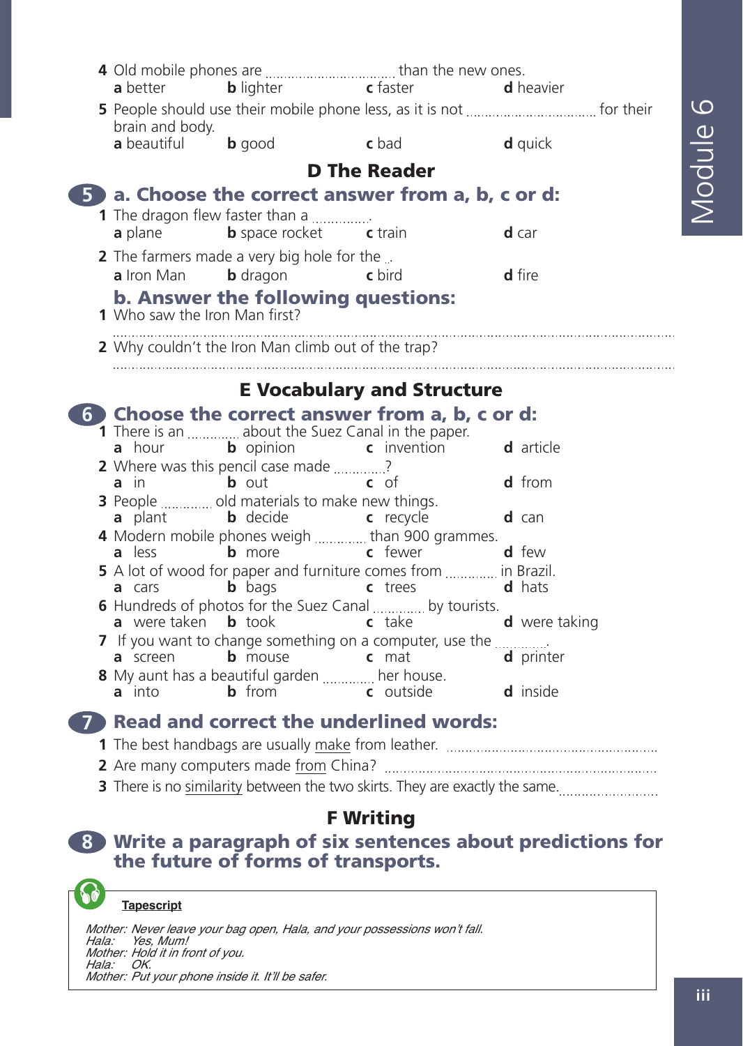4 Old mobile phones are ................................ than the new ones.
**a** better **b** lighter **c** faster **d** heavier

5 People should use their mobile phone less, as it is not ................................ for their brain and body.
**a** beautiful **b** good **c** bad **d** quick

## D The Reader

**5** **a. Choose the correct answer from a, b, c or d:**

1 The dragon flew faster than a .............. .
**a** plane **b** space rocket **c** train **d** car

2 The farmers made a very big hole for the ..
**a** Iron Man **b** dragon **c** bird **d** fire

**b. Answer the following questions:**

1 Who saw the Iron Man first?

..............................................................................................................................

2 Why couldn't the Iron Man climb out of the trap?

..............................................................................................................................

## E Vocabulary and Structure

**6** **Choose the correct answer from a, b, c or d:**

1 There is an ............. about the Suez Canal in the paper.
**a** hour **b** opinion **c** invention **d** article

2 Where was this pencil case made .............?
**a** in **b** out **c** of **d** from

3 People ............. old materials to make new things.
**a** plant **b** decide **c** recycle **d** can

4 Modern mobile phones weigh ............. than 900 grammes.
**a** less **b** more **c** fewer **d** few

5 A lot of wood for paper and furniture comes from ............. in Brazil.
**a** cars **b** bags **c** trees **d** hats

6 Hundreds of photos for the Suez Canal ............. by tourists.
**a** were taken **b** took **c** take **d** were taking

7 If you want to change something on a computer, use the ............. .
**a** screen **b** mouse **c** mat **d** printer

8 My aunt has a beautiful garden ............. her house.
**a** into **b** from **c** outside **d** inside

**7** **Read and correct the underlined words:**

1 The best handbags are usually make from leather. ..................................................

2 Are many computers made from China? ..................................................

3 There is no similarity between the two skirts. They are exactly the same. ..........................

## F Writing

**8** **Write a paragraph of six sentences about predictions for the future of forms of transports.**

**Tapescript**

*Mother: Never leave your bag open, Hala, and your possessions won't fall.*
*Hala: Yes, Mum!*
*Mother: Hold it in front of you.*
*Hala: OK.*
*Mother: Put your phone inside it. It'll be safer.*